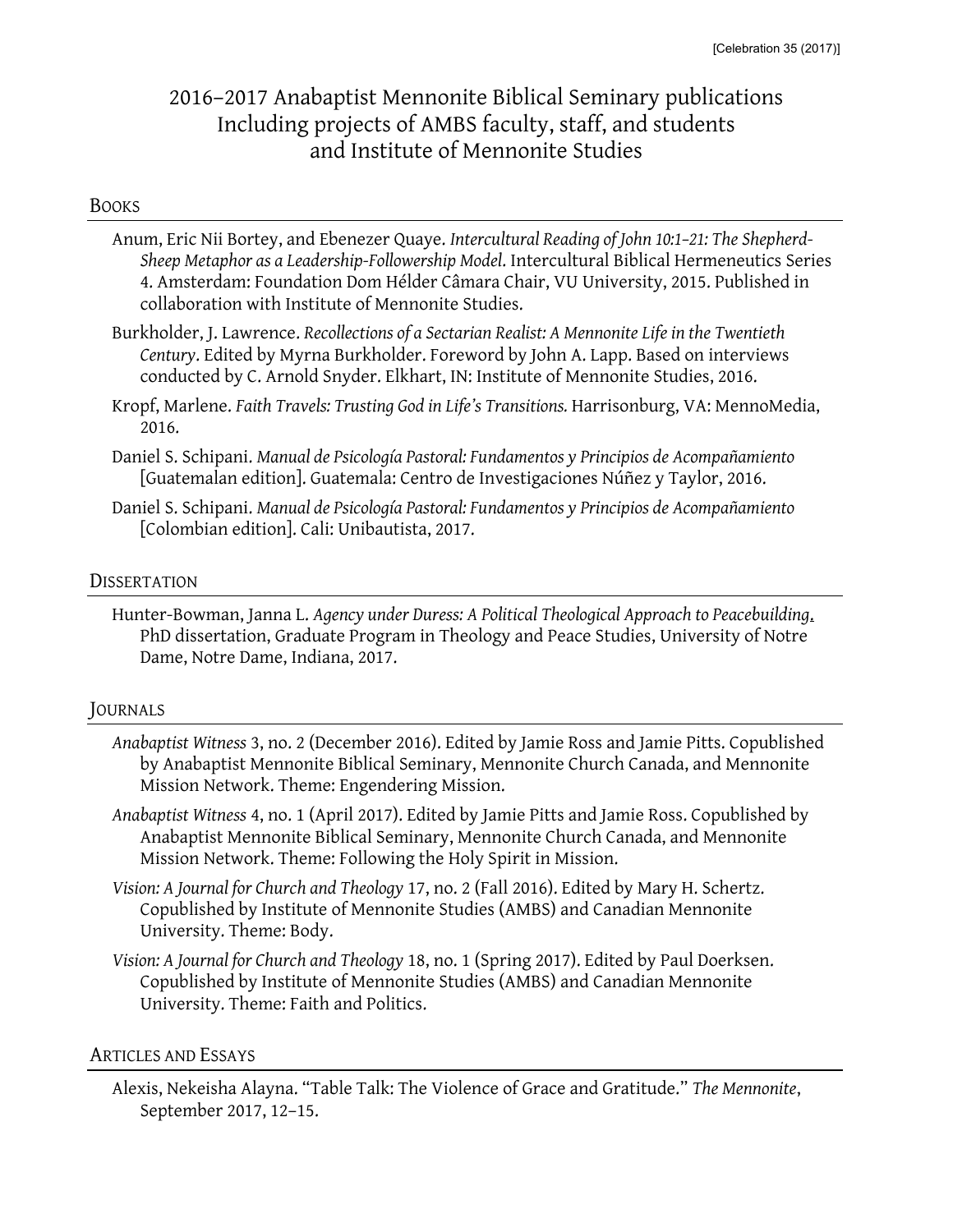# 2016–2017 Anabaptist Mennonite Biblical Seminary publications Including projects of AMBS faculty, staff, and students and Institute of Mennonite Studies

## Books

Anum, Eric Nii Bortey, and Ebenezer Quaye. *Intercultural Reading of John 10:1–21: The Shepherd-Sheep Metaphor as a Leadership-Followership Model*. Intercultural Biblical Hermeneutics Series 4. Amsterdam: Foundation Dom Hélder Câmara Chair, VU University, 2015. Published in collaboration with Institute of Mennonite Studies.

Burkholder, J. Lawrence. *Recollections of a Sectarian Realist: A Mennonite Life in the Twentieth Century*. Edited by Myrna Burkholder. Foreword by John A. Lapp. Based on interviews conducted by C. Arnold Snyder. Elkhart, IN: Institute of Mennonite Studies, 2016.

Kropf, Marlene. *Faith Travels: Trusting God in Life's Transitions.* Harrisonburg, VA: MennoMedia, 2016.

Daniel S. Schipani. *Manual de Psicología Pastoral: Fundamentos y Principios de Acompañamiento* [Guatemalan edition]. Guatemala: Centro de Investigaciones Núñez y Taylor, 2016.

Daniel S. Schipani. *Manual de Psicología Pastoral: Fundamentos y Principios de Acompañamiento* [Colombian edition]. Cali: Unibautista, 2017.

## Dissertation

Hunter-Bowman, Janna L. *Agency under Duress: A Political Theological Approach to Peacebuilding*. PhD dissertation, Graduate Program in Theology and Peace Studies, University of Notre Dame, Notre Dame, Indiana, 2017.

## Journals

*Anabaptist Witness* 3, no. 2 (December 2016). Edited by Jamie Ross and Jamie Pitts. Copublished by Anabaptist Mennonite Biblical Seminary, Mennonite Church Canada, and Mennonite Mission Network. Theme: Engendering Mission.

*Anabaptist Witness* 4, no. 1 (April 2017). Edited by Jamie Pitts and Jamie Ross. Copublished by Anabaptist Mennonite Biblical Seminary, Mennonite Church Canada, and Mennonite Mission Network. Theme: Following the Holy Spirit in Mission.

*Vision: A Journal for Church and Theology* 17, no. 2 (Fall 2016). Edited by Mary H. Schertz. Copublished by Institute of Mennonite Studies (AMBS) and Canadian Mennonite University. Theme: Body.

*Vision: A Journal for Church and Theology* 18, no. 1 (Spring 2017). Edited by Paul Doerksen. Copublished by Institute of Mennonite Studies (AMBS) and Canadian Mennonite University. Theme: Faith and Politics.

## Articles and Essays

Alexis, Nekeisha Alayna. "Table Talk: The Violence of Grace and Gratitude." *The Mennonite*, September 2017, 12–15.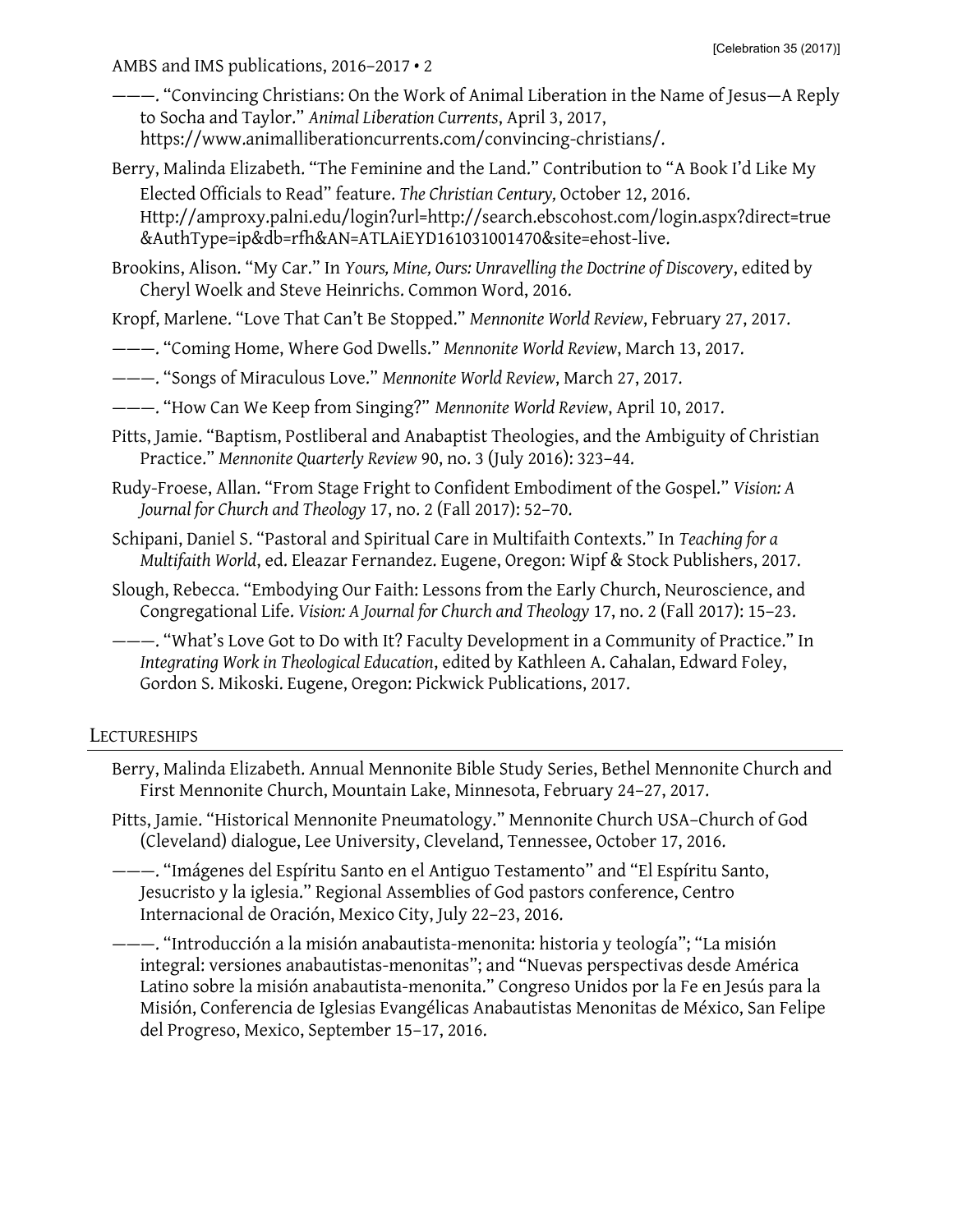———. "Convincing Christians: On the Work of Animal Liberation in the Name of Jesus—A Reply to Socha and Taylor." *Animal Liberation Currents*, April 3, 2017, https://www.animalliberationcurrents.com/convincing-christians/.

Berry, Malinda Elizabeth. "The Feminine and the Land." Contribution to "A Book I'd Like My Elected Officials to Read" feature. *The Christian Century,* October 12, 2016. Http://amproxy.palni.edu/login?url=http://search.ebscohost.com/login.aspx?direct=true&AuthType=ip&db=rfh&AN=ATLAiEYD161031001470&site=ehost-live.

Brookins, Alison. "My Car." In *Yours, Mine, Ours: Unravelling the Doctrine of Discovery*, edited by Cheryl Woelk and Steve Heinrichs. Common Word, 2016.

Kropf, Marlene. "Love That Can't Be Stopped." *Mennonite World Review*, February 27, 2017.

———. "Coming Home, Where God Dwells." *Mennonite World Review*, March 13, 2017.

———. "Songs of Miraculous Love." *Mennonite World Review*, March 27, 2017.

———. "How Can We Keep from Singing?" *Mennonite World Review*, April 10, 2017.

Pitts, Jamie. "Baptism, Postliberal and Anabaptist Theologies, and the Ambiguity of Christian Practice." *Mennonite Quarterly Review* 90, no. 3 (July 2016): 323–44.

Rudy-Froese, Allan. "From Stage Fright to Confident Embodiment of the Gospel." *Vision: A Journal for Church and Theology* 17, no. 2 (Fall 2017): 52–70.

Schipani, Daniel S. "Pastoral and Spiritual Care in Multifaith Contexts." In *Teaching for a Multifaith World*, ed. Eleazar Fernandez. Eugene, Oregon: Wipf & Stock Publishers, 2017.

Slough, Rebecca. "Embodying Our Faith: Lessons from the Early Church, Neuroscience, and Congregational Life. *Vision: A Journal for Church and Theology* 17, no. 2 (Fall 2017): 15–23.

———. "What's Love Got to Do with It? Faculty Development in a Community of Practice." In *Integrating Work in Theological Education*, edited by Kathleen A. Cahalan, Edward Foley, Gordon S. Mikoski. Eugene, Oregon: Pickwick Publications, 2017.

## Lectureships

Berry, Malinda Elizabeth. Annual Mennonite Bible Study Series, Bethel Mennonite Church and First Mennonite Church, Mountain Lake, Minnesota, February 24–27, 2017.

Pitts, Jamie. "Historical Mennonite Pneumatology." Mennonite Church USA–Church of God (Cleveland) dialogue, Lee University, Cleveland, Tennessee, October 17, 2016.

———. "Imágenes del Espíritu Santo en el Antiguo Testamento" and "El Espíritu Santo, Jesucristo y la iglesia." Regional Assemblies of God pastors conference, Centro Internacional de Oración, Mexico City, July 22–23, 2016.

———. "Introducción a la misión anabautista-menonita: historia y teología"; "La misión integral: versiones anabautistas-menonitas"; and "Nuevas perspectivas desde América Latino sobre la misión anabautista-menonita." Congreso Unidos por la Fe en Jesús para la Misión, Conferencia de Iglesias Evangélicas Anabautistas Menonitas de México, San Felipe del Progreso, Mexico, September 15–17, 2016.